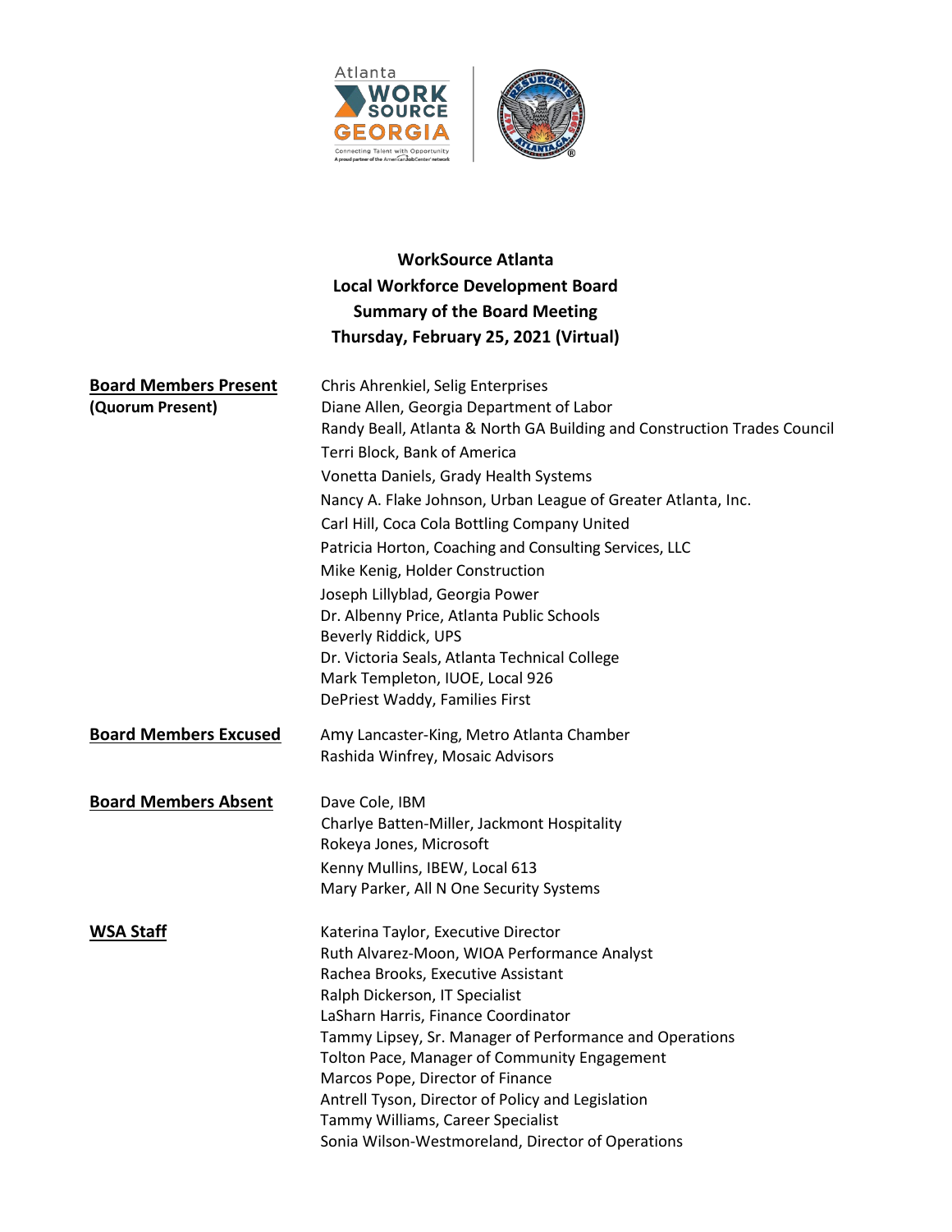# WorkSource Atlanta
## Local Workforce Development Board
## Summary of the Board Meeting
## Thursday, February 25, 2021 (Virtual)

**Board Members Present**
**(Quorum Present)**

Chris Ahrenkiel, Selig Enterprises
Diane Allen, Georgia Department of Labor
Randy Beall, Atlanta & North GA Building and Construction Trades Council
Terri Block, Bank of America
Vonetta Daniels, Grady Health Systems
Nancy A. Flake Johnson, Urban League of Greater Atlanta, Inc.
Carl Hill, Coca Cola Bottling Company United
Patricia Horton, Coaching and Consulting Services, LLC
Mike Kenig, Holder Construction
Joseph Lillyblad, Georgia Power
Dr. Albenny Price, Atlanta Public Schools
Beverly Riddick, UPS
Dr. Victoria Seals, Atlanta Technical College
Mark Templeton, IUOE, Local 926
DePriest Waddy, Families First

**Board Members Excused**

Amy Lancaster-King, Metro Atlanta Chamber
Rashida Winfrey, Mosaic Advisors

**Board Members Absent**

Dave Cole, IBM
Charlye Batten-Miller, Jackmont Hospitality
Rokeya Jones, Microsoft
Kenny Mullins, IBEW, Local 613
Mary Parker, All N One Security Systems

**WSA Staff**

Katerina Taylor, Executive Director
Ruth Alvarez-Moon, WIOA Performance Analyst
Rachea Brooks, Executive Assistant
Ralph Dickerson, IT Specialist
LaSharn Harris, Finance Coordinator
Tammy Lipsey, Sr. Manager of Performance and Operations
Tolton Pace, Manager of Community Engagement
Marcos Pope, Director of Finance
Antrell Tyson, Director of Policy and Legislation
Tammy Williams, Career Specialist
Sonia Wilson-Westmoreland, Director of Operations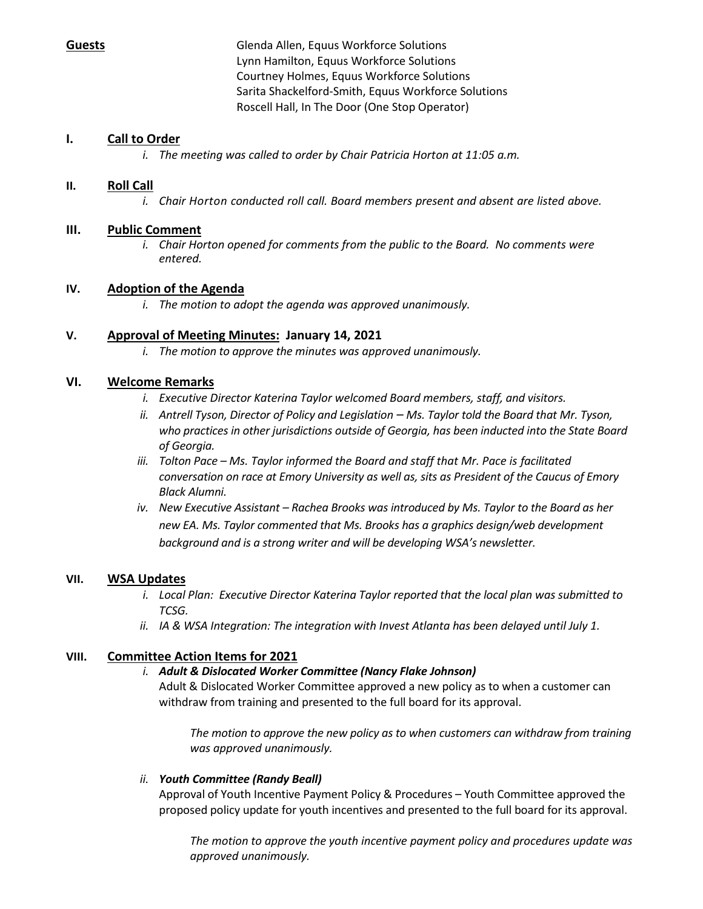**Guests**

Glenda Allen, Equus Workforce Solutions
Lynn Hamilton, Equus Workforce Solutions
Courtney Holmes, Equus Workforce Solutions
Sarita Shackelford-Smith, Equus Workforce Solutions
Roscell Hall, In The Door (One Stop Operator)

## I. Call to Order

i. *The meeting was called to order by Chair Patricia Horton at 11:05 a.m.*

## II. Roll Call

i. *Chair Horton conducted roll call. Board members present and absent are listed above.*

## III. Public Comment

i. *Chair Horton opened for comments from the public to the Board. No comments were entered.*

## IV. Adoption of the Agenda

i. *The motion to adopt the agenda was approved unanimously.*

## V. Approval of Meeting Minutes: January 14, 2021

i. *The motion to approve the minutes was approved unanimously.*

## VI. Welcome Remarks

i. *Executive Director Katerina Taylor welcomed Board members, staff, and visitors.*
ii. *Antrell Tyson, Director of Policy and Legislation – Ms. Taylor told the Board that Mr. Tyson, who practices in other jurisdictions outside of Georgia, has been inducted into the State Board of Georgia.*
iii. *Tolton Pace – Ms. Taylor informed the Board and staff that Mr. Pace is facilitated conversation on race at Emory University as well as, sits as President of the Caucus of Emory Black Alumni.*
iv. *New Executive Assistant – Rachea Brooks was introduced by Ms. Taylor to the Board as her new EA. Ms. Taylor commented that Ms. Brooks has a graphics design/web development background and is a strong writer and will be developing WSA's newsletter.*

## VII. WSA Updates

i. *Local Plan: Executive Director Katerina Taylor reported that the local plan was submitted to TCSG.*
ii. *IA & WSA Integration: The integration with Invest Atlanta has been delayed until July 1.*

## VIII. Committee Action Items for 2021

i. ***Adult & Dislocated Worker Committee (Nancy Flake Johnson)***

Adult & Dislocated Worker Committee approved a new policy as to when a customer can withdraw from training and presented to the full board for its approval.

*The motion to approve the new policy as to when customers can withdraw from training was approved unanimously.*

ii. ***Youth Committee (Randy Beall)***

Approval of Youth Incentive Payment Policy & Procedures – Youth Committee approved the proposed policy update for youth incentives and presented to the full board for its approval.

*The motion to approve the youth incentive payment policy and procedures update was approved unanimously.*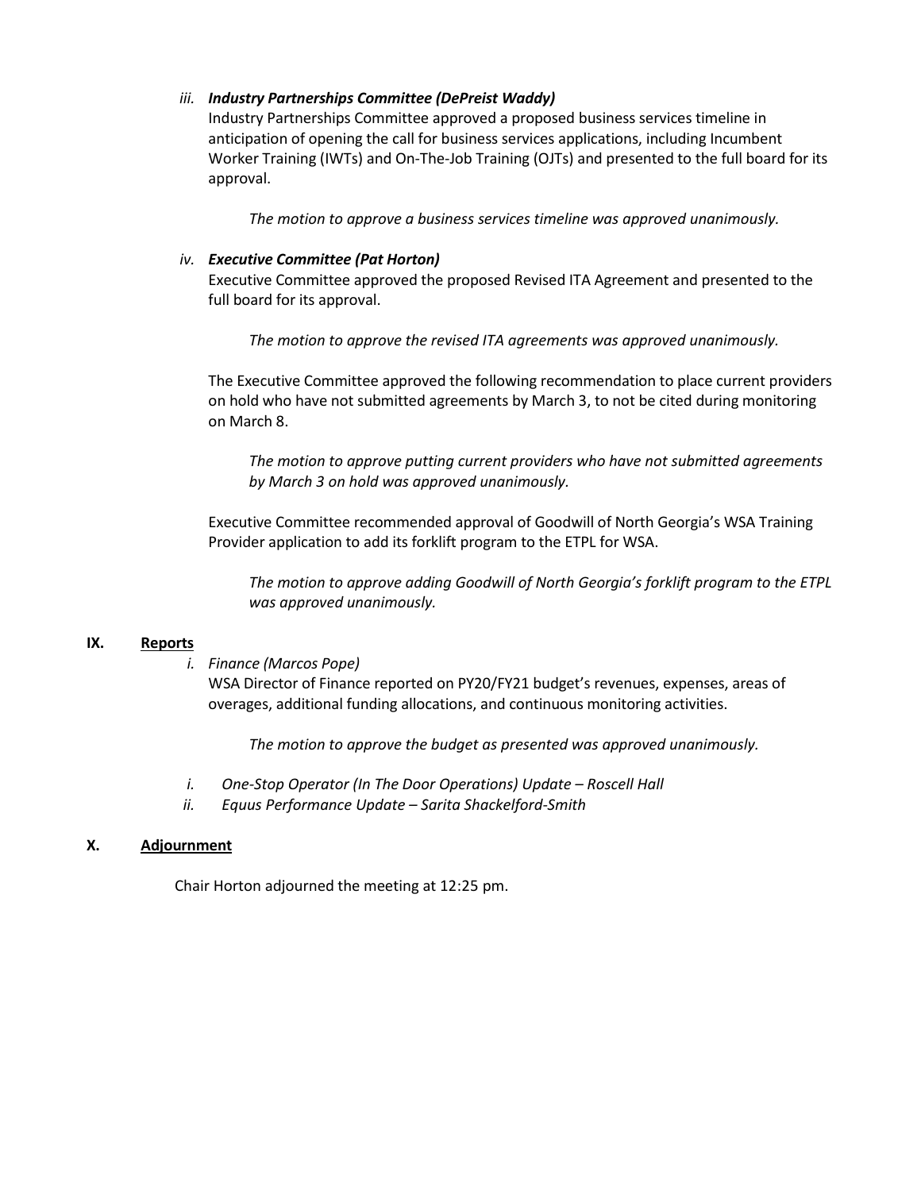*iii.* ***Industry Partnerships Committee (DePreist Waddy)***

Industry Partnerships Committee approved a proposed business services timeline in anticipation of opening the call for business services applications, including Incumbent Worker Training (IWTs) and On-The-Job Training (OJTs) and presented to the full board for its approval.

> *The motion to approve a business services timeline was approved unanimously.*

*iv.* ***Executive Committee (Pat Horton)***

Executive Committee approved the proposed Revised ITA Agreement and presented to the full board for its approval.

> *The motion to approve the revised ITA agreements was approved unanimously.*

The Executive Committee approved the following recommendation to place current providers on hold who have not submitted agreements by March 3, to not be cited during monitoring on March 8.

> *The motion to approve putting current providers who have not submitted agreements by March 3 on hold was approved unanimously.*

Executive Committee recommended approval of Goodwill of North Georgia's WSA Training Provider application to add its forklift program to the ETPL for WSA.

> *The motion to approve adding Goodwill of North Georgia's forklift program to the ETPL was approved unanimously.*

## IX. Reports

*i. Finance (Marcos Pope)*

WSA Director of Finance reported on PY20/FY21 budget's revenues, expenses, areas of overages, additional funding allocations, and continuous monitoring activities.

> *The motion to approve the budget as presented was approved unanimously.*

*i. One-Stop Operator (In The Door Operations) Update – Roscell Hall*

*ii. Equus Performance Update – Sarita Shackelford-Smith*

## X. Adjournment

Chair Horton adjourned the meeting at 12:25 pm.